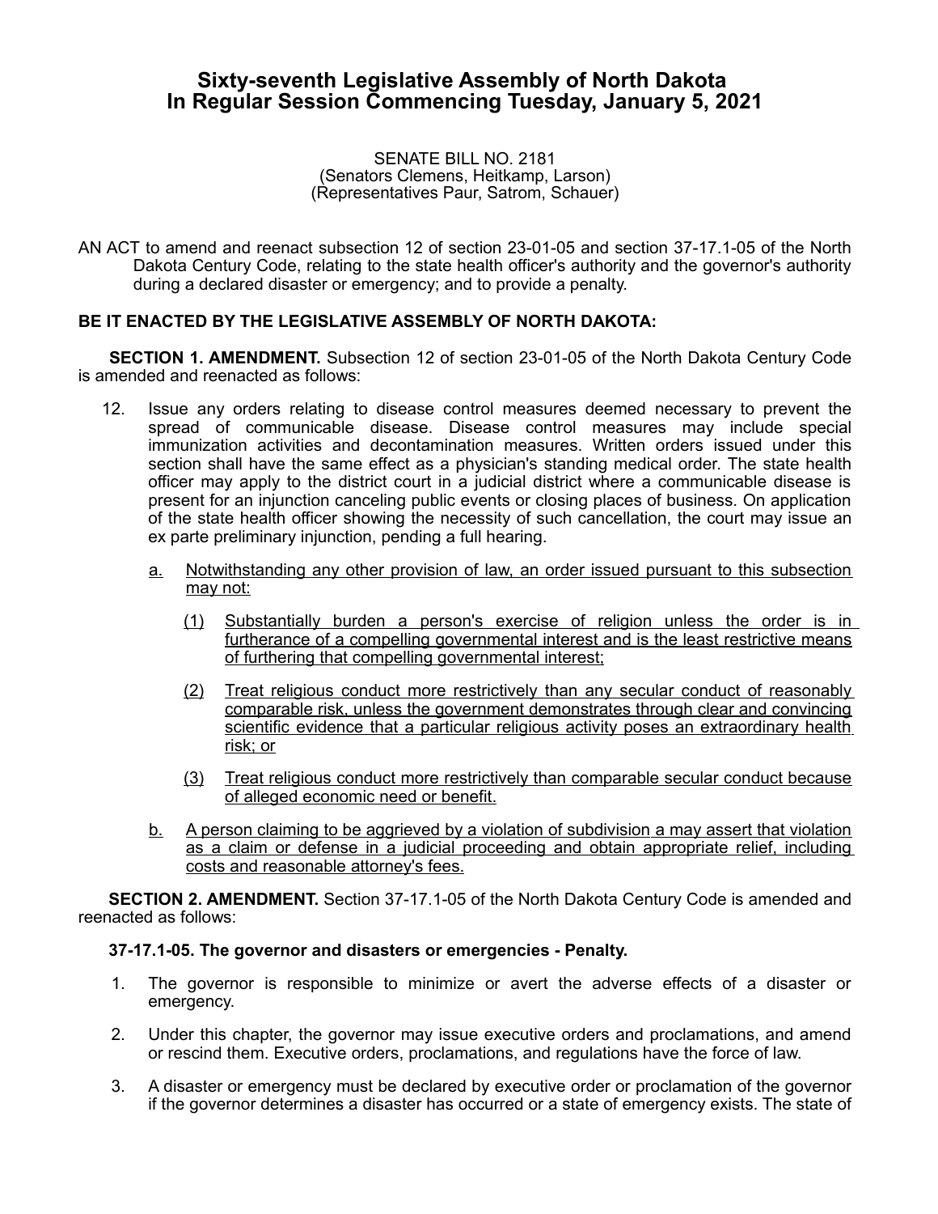# Sixty-seventh Legislative Assembly of North Dakota In Regular Session Commencing Tuesday, January 5, 2021

SENATE BILL NO. 2181
(Senators Clemens, Heitkamp, Larson)
(Representatives Paur, Satrom, Schauer)

AN ACT to amend and reenact subsection 12 of section 23-01-05 and section 37-17.1-05 of the North Dakota Century Code, relating to the state health officer's authority and the governor's authority during a declared disaster or emergency; and to provide a penalty.

**BE IT ENACTED BY THE LEGISLATIVE ASSEMBLY OF NORTH DAKOTA:**

**SECTION 1. AMENDMENT.** Subsection 12 of section 23-01-05 of the North Dakota Century Code is amended and reenacted as follows:

12. Issue any orders relating to disease control measures deemed necessary to prevent the spread of communicable disease. Disease control measures may include special immunization activities and decontamination measures. Written orders issued under this section shall have the same effect as a physician's standing medical order. The state health officer may apply to the district court in a judicial district where a communicable disease is present for an injunction canceling public events or closing places of business. On application of the state health officer showing the necessity of such cancellation, the court may issue an ex parte preliminary injunction, pending a full hearing.

    a. Notwithstanding any other provision of law, an order issued pursuant to this subsection may not:

        (1) Substantially burden a person's exercise of religion unless the order is in furtherance of a compelling governmental interest and is the least restrictive means of furthering that compelling governmental interest;

        (2) Treat religious conduct more restrictively than any secular conduct of reasonably comparable risk, unless the government demonstrates through clear and convincing scientific evidence that a particular religious activity poses an extraordinary health risk; or

        (3) Treat religious conduct more restrictively than comparable secular conduct because of alleged economic need or benefit.

    b. A person claiming to be aggrieved by a violation of subdivision a may assert that violation as a claim or defense in a judicial proceeding and obtain appropriate relief, including costs and reasonable attorney's fees.

**SECTION 2. AMENDMENT.** Section 37-17.1-05 of the North Dakota Century Code is amended and reenacted as follows:

**37-17.1-05. The governor and disasters or emergencies - Penalty.**

1. The governor is responsible to minimize or avert the adverse effects of a disaster or emergency.

2. Under this chapter, the governor may issue executive orders and proclamations, and amend or rescind them. Executive orders, proclamations, and regulations have the force of law.

3. A disaster or emergency must be declared by executive order or proclamation of the governor if the governor determines a disaster has occurred or a state of emergency exists. The state of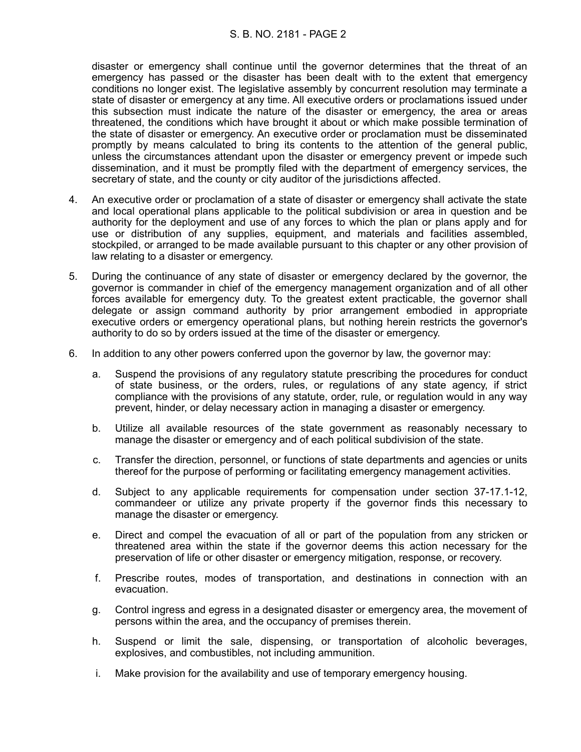disaster or emergency shall continue until the governor determines that the threat of an emergency has passed or the disaster has been dealt with to the extent that emergency conditions no longer exist. The legislative assembly by concurrent resolution may terminate a state of disaster or emergency at any time. All executive orders or proclamations issued under this subsection must indicate the nature of the disaster or emergency, the area or areas threatened, the conditions which have brought it about or which make possible termination of the state of disaster or emergency. An executive order or proclamation must be disseminated promptly by means calculated to bring its contents to the attention of the general public, unless the circumstances attendant upon the disaster or emergency prevent or impede such dissemination, and it must be promptly filed with the department of emergency services, the secretary of state, and the county or city auditor of the jurisdictions affected.

4. An executive order or proclamation of a state of disaster or emergency shall activate the state and local operational plans applicable to the political subdivision or area in question and be authority for the deployment and use of any forces to which the plan or plans apply and for use or distribution of any supplies, equipment, and materials and facilities assembled, stockpiled, or arranged to be made available pursuant to this chapter or any other provision of law relating to a disaster or emergency.

5. During the continuance of any state of disaster or emergency declared by the governor, the governor is commander in chief of the emergency management organization and of all other forces available for emergency duty. To the greatest extent practicable, the governor shall delegate or assign command authority by prior arrangement embodied in appropriate executive orders or emergency operational plans, but nothing herein restricts the governor's authority to do so by orders issued at the time of the disaster or emergency.

6. In addition to any other powers conferred upon the governor by law, the governor may:

   a. Suspend the provisions of any regulatory statute prescribing the procedures for conduct of state business, or the orders, rules, or regulations of any state agency, if strict compliance with the provisions of any statute, order, rule, or regulation would in any way prevent, hinder, or delay necessary action in managing a disaster or emergency.

   b. Utilize all available resources of the state government as reasonably necessary to manage the disaster or emergency and of each political subdivision of the state.

   c. Transfer the direction, personnel, or functions of state departments and agencies or units thereof for the purpose of performing or facilitating emergency management activities.

   d. Subject to any applicable requirements for compensation under section 37-17.1-12, commandeer or utilize any private property if the governor finds this necessary to manage the disaster or emergency.

   e. Direct and compel the evacuation of all or part of the population from any stricken or threatened area within the state if the governor deems this action necessary for the preservation of life or other disaster or emergency mitigation, response, or recovery.

   f. Prescribe routes, modes of transportation, and destinations in connection with an evacuation.

   g. Control ingress and egress in a designated disaster or emergency area, the movement of persons within the area, and the occupancy of premises therein.

   h. Suspend or limit the sale, dispensing, or transportation of alcoholic beverages, explosives, and combustibles, not including ammunition.

   i. Make provision for the availability and use of temporary emergency housing.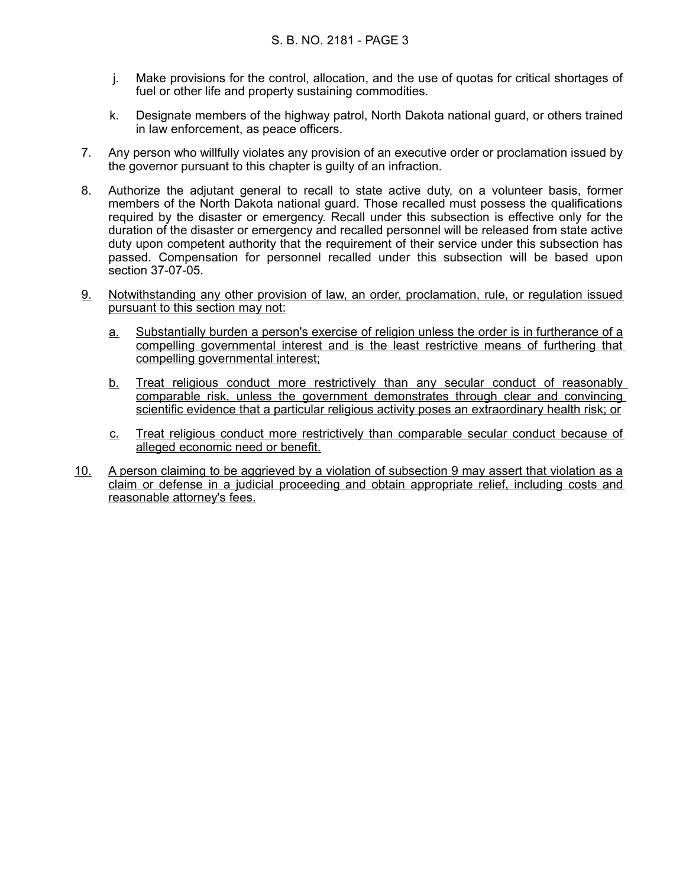j. Make provisions for the control, allocation, and the use of quotas for critical shortages of fuel or other life and property sustaining commodities.

k. Designate members of the highway patrol, North Dakota national guard, or others trained in law enforcement, as peace officers.

7. Any person who willfully violates any provision of an executive order or proclamation issued by the governor pursuant to this chapter is guilty of an infraction.

8. Authorize the adjutant general to recall to state active duty, on a volunteer basis, former members of the North Dakota national guard. Those recalled must possess the qualifications required by the disaster or emergency. Recall under this subsection is effective only for the duration of the disaster or emergency and recalled personnel will be released from state active duty upon competent authority that the requirement of their service under this subsection has passed. Compensation for personnel recalled under this subsection will be based upon section 37-07-05.

<u>9.</u> <u>Notwithstanding any other provision of law, an order, proclamation, rule, or regulation issued pursuant to this section may not:</u>

<u>a.</u> <u>Substantially burden a person's exercise of religion unless the order is in furtherance of a compelling governmental interest and is the least restrictive means of furthering that compelling governmental interest;</u>

<u>b.</u> <u>Treat religious conduct more restrictively than any secular conduct of reasonably comparable risk, unless the government demonstrates through clear and convincing scientific evidence that a particular religious activity poses an extraordinary health risk; or</u>

<u>c.</u> <u>Treat religious conduct more restrictively than comparable secular conduct because of alleged economic need or benefit.</u>

<u>10.</u> <u>A person claiming to be aggrieved by a violation of subsection 9 may assert that violation as a claim or defense in a judicial proceeding and obtain appropriate relief, including costs and reasonable attorney's fees.</u>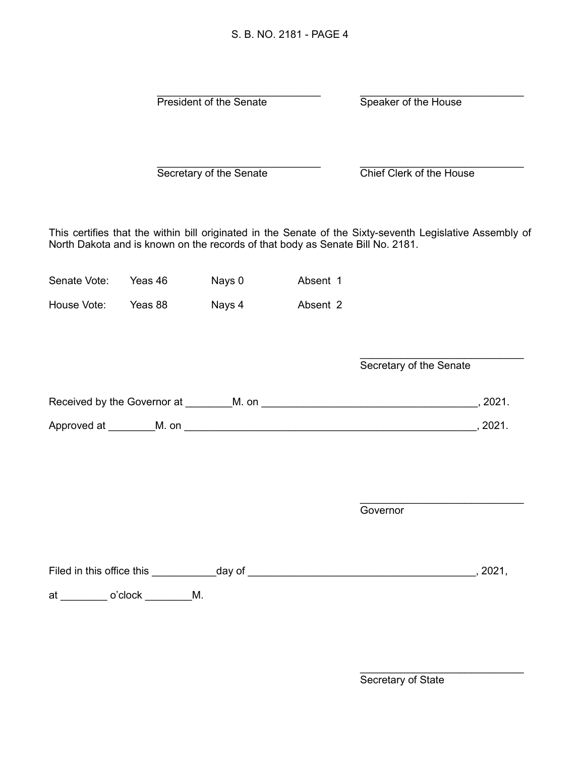\_\_\_\_\_\_\_\_\_\_\_\_\_\_\_\_\_\_\_\_\_\_\_\_\_\_\_\_\_\_ President of the Senate

\_\_\_\_\_\_\_\_\_\_\_\_\_\_\_\_\_\_\_\_\_\_\_\_\_\_\_\_\_\_ Speaker of the House

\_\_\_\_\_\_\_\_\_\_\_\_\_\_\_\_\_\_\_\_\_\_\_\_\_\_\_\_\_\_ Secretary of the Senate

\_\_\_\_\_\_\_\_\_\_\_\_\_\_\_\_\_\_\_\_\_\_\_\_\_\_\_\_\_\_ Chief Clerk of the House

This certifies that the within bill originated in the Senate of the Sixty-seventh Legislative Assembly of North Dakota and is known on the records of that body as Senate Bill No. 2181.

| | | | |
|---|---|---|---|
| Senate Vote: | Yeas 46 | Nays 0 | Absent 1 |
| House Vote: | Yeas 88 | Nays 4 | Absent 2 |

\_\_\_\_\_\_\_\_\_\_\_\_\_\_\_\_\_\_\_\_\_\_\_\_\_\_\_\_\_\_ Secretary of the Senate

Received by the Governor at \_\_\_\_\_\_\_\_M. on \_\_\_\_\_\_\_\_\_\_\_\_\_\_\_\_\_\_\_\_\_\_\_\_\_\_\_\_\_\_\_\_\_\_\_\_\_\_, 2021.

Approved at \_\_\_\_\_\_\_\_M. on \_\_\_\_\_\_\_\_\_\_\_\_\_\_\_\_\_\_\_\_\_\_\_\_\_\_\_\_\_\_\_\_\_\_\_\_\_\_\_\_\_\_\_\_\_\_\_\_\_\_\_\_, 2021.

\_\_\_\_\_\_\_\_\_\_\_\_\_\_\_\_\_\_\_\_\_\_\_\_\_\_\_\_\_\_ Governor

Filed in this office this \_\_\_\_\_\_\_\_\_\_\_day of \_\_\_\_\_\_\_\_\_\_\_\_\_\_\_\_\_\_\_\_\_\_\_\_\_\_\_\_\_\_\_\_\_\_\_\_\_\_\_\_, 2021,

at \_\_\_\_\_\_\_\_ o'clock \_\_\_\_\_\_\_\_M.

\_\_\_\_\_\_\_\_\_\_\_\_\_\_\_\_\_\_\_\_\_\_\_\_\_\_\_\_\_\_ Secretary of State